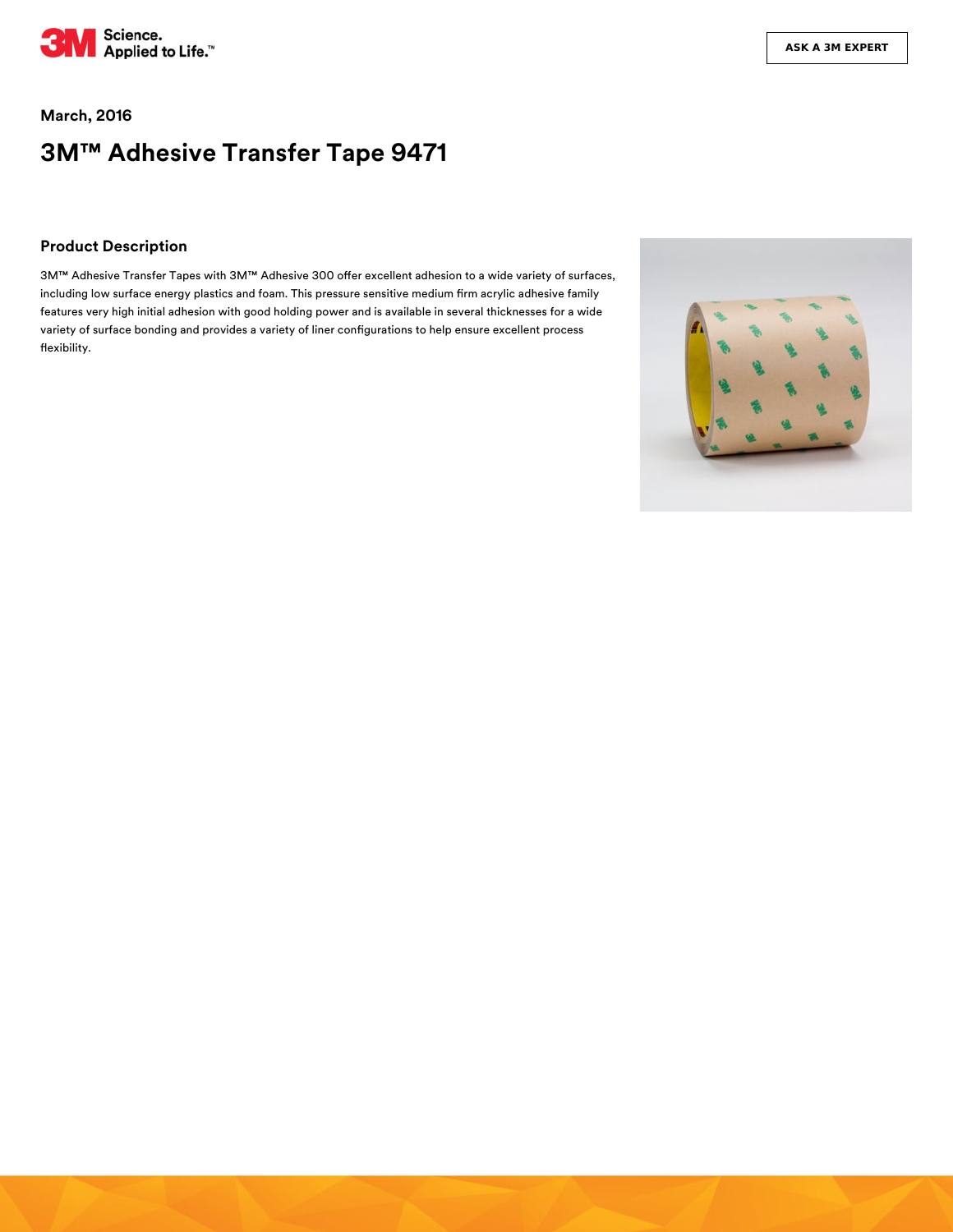March, 2016

# 3M™ Adhesive Transfer Tape 9471

## Product Description

3M™ Adhesive Transfer Tapes with 3M™ Adhesive 300 offer excellent adhesion to a wide variety of surfaces, including low surface energy plastics and foam. This pressure sensitive medium firm acrylic adhesive family features very high initial adhesion with good holding power and is available in several thicknesses for a wide variety of surface bonding and provides a variety of liner configurations to help ensure excellent process flexibility.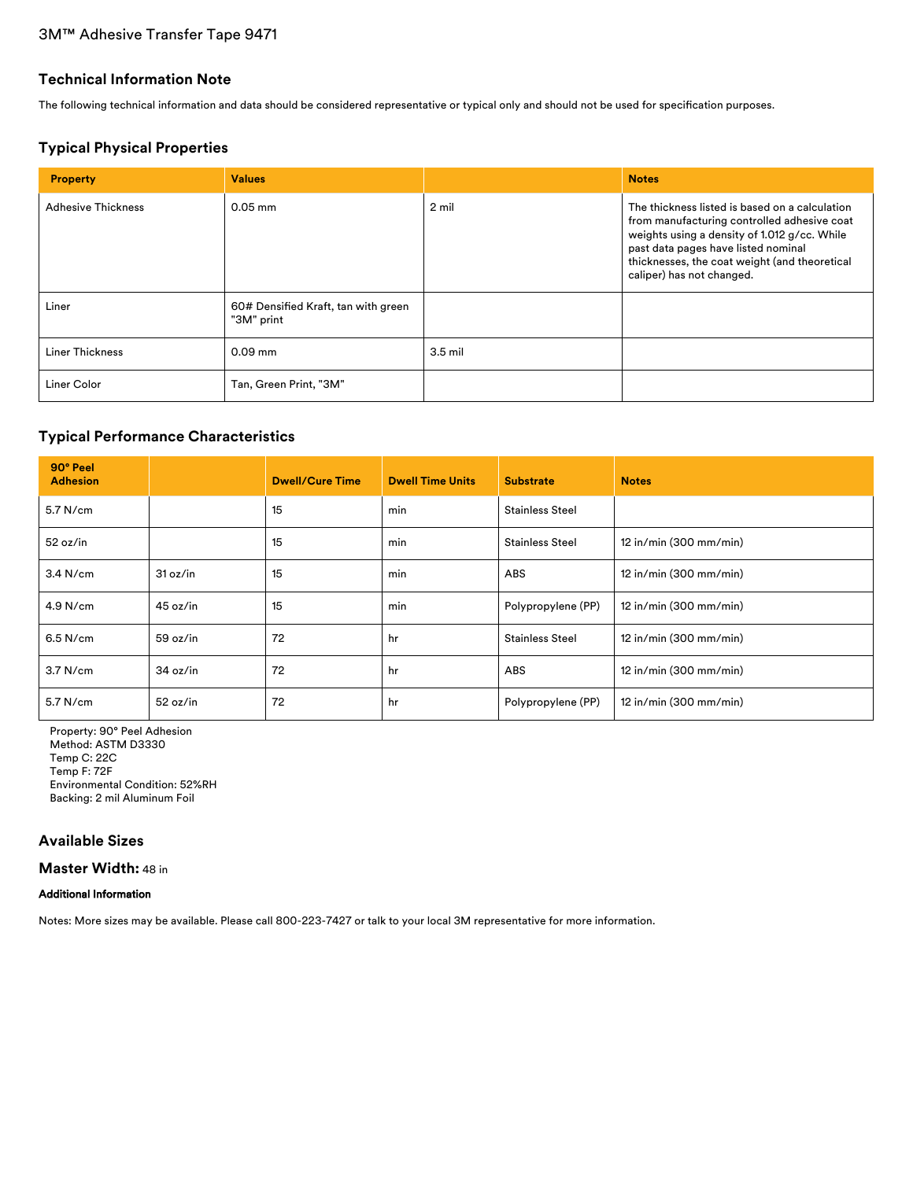3M™ Adhesive Transfer Tape 9471

## Technical Information Note

The following technical information and data should be considered representative or typical only and should not be used for specification purposes.

## Typical Physical Properties

| Property | Values | | Notes |
|---|---|---|---|
| Adhesive Thickness | 0.05 mm | 2 mil | The thickness listed is based on a calculation from manufacturing controlled adhesive coat weights using a density of 1.012 g/cc. While past data pages have listed nominal thicknesses, the coat weight (and theoretical caliper) has not changed. |
| Liner | 60# Densified Kraft, tan with green "3M" print | | |
| Liner Thickness | 0.09 mm | 3.5 mil | |
| Liner Color | Tan, Green Print, "3M" | | |

## Typical Performance Characteristics

| 90° Peel Adhesion | | Dwell/Cure Time | Dwell Time Units | Substrate | Notes |
|---|---|---|---|---|---|
| 5.7 N/cm | | 15 | min | Stainless Steel | |
| 52 oz/in | | 15 | min | Stainless Steel | 12 in/min (300 mm/min) |
| 3.4 N/cm | 31 oz/in | 15 | min | ABS | 12 in/min (300 mm/min) |
| 4.9 N/cm | 45 oz/in | 15 | min | Polypropylene (PP) | 12 in/min (300 mm/min) |
| 6.5 N/cm | 59 oz/in | 72 | hr | Stainless Steel | 12 in/min (300 mm/min) |
| 3.7 N/cm | 34 oz/in | 72 | hr | ABS | 12 in/min (300 mm/min) |
| 5.7 N/cm | 52 oz/in | 72 | hr | Polypropylene (PP) | 12 in/min (300 mm/min) |

Property: 90° Peel Adhesion
Method: ASTM D3330
Temp C: 22C
Temp F: 72F
Environmental Condition: 52%RH
Backing: 2 mil Aluminum Foil

## Available Sizes

## Master Width: 48 in

#### Additional Information

Notes: More sizes may be available. Please call 800-223-7427 or talk to your local 3M representative for more information.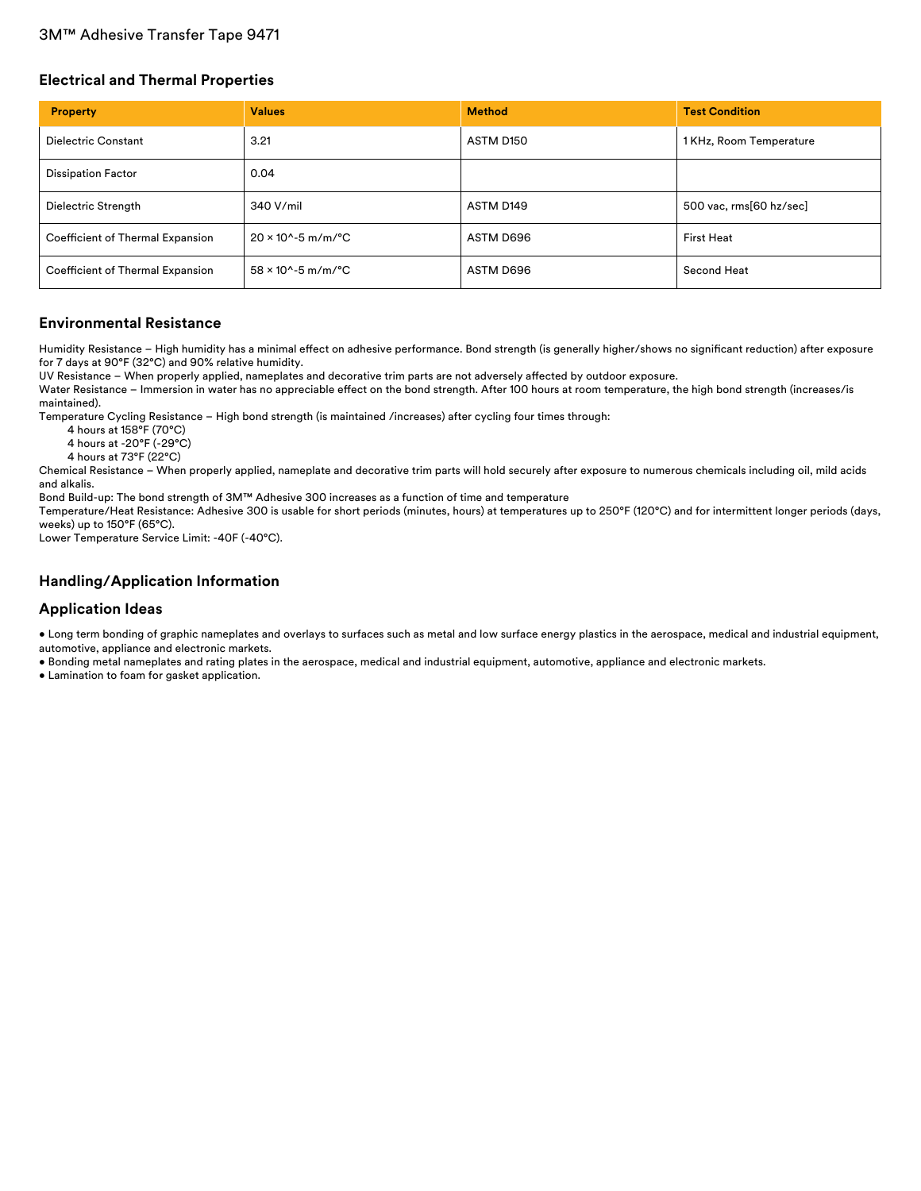## Electrical and Thermal Properties

| Property | Values | Method | Test Condition |
|---|---|---|---|
| Dielectric Constant | 3.21 | ASTM D150 | 1 KHz, Room Temperature |
| Dissipation Factor | 0.04 | | |
| Dielectric Strength | 340 V/mil | ASTM D149 | 500 vac, rms[60 hz/sec] |
| Coefficient of Thermal Expansion | $20 \times 10^{-5}$ m/m/°C | ASTM D696 | First Heat |
| Coefficient of Thermal Expansion | $58 \times 10^{-5}$ m/m/°C | ASTM D696 | Second Heat |

## Environmental Resistance

Humidity Resistance – High humidity has a minimal effect on adhesive performance. Bond strength (is generally higher/shows no significant reduction) after exposure for 7 days at 90°F (32°C) and 90% relative humidity.
UV Resistance – When properly applied, nameplates and decorative trim parts are not adversely affected by outdoor exposure.
Water Resistance – Immersion in water has no appreciable effect on the bond strength. After 100 hours at room temperature, the high bond strength (increases/is maintained).
Temperature Cycling Resistance – High bond strength (is maintained /increases) after cycling four times through:

4 hours at 158°F (70°C)
4 hours at -20°F (-29°C)
4 hours at 73°F (22°C)

Chemical Resistance – When properly applied, nameplate and decorative trim parts will hold securely after exposure to numerous chemicals including oil, mild acids and alkalis.
Bond Build-up: The bond strength of 3M™ Adhesive 300 increases as a function of time and temperature
Temperature/Heat Resistance: Adhesive 300 is usable for short periods (minutes, hours) at temperatures up to 250°F (120°C) and for intermittent longer periods (days, weeks) up to 150°F (65°C).
Lower Temperature Service Limit: -40F (-40°C).

## Handling/Application Information

## Application Ideas

- Long term bonding of graphic nameplates and overlays to surfaces such as metal and low surface energy plastics in the aerospace, medical and industrial equipment, automotive, appliance and electronic markets.
- Bonding metal nameplates and rating plates in the aerospace, medical and industrial equipment, automotive, appliance and electronic markets.
- Lamination to foam for gasket application.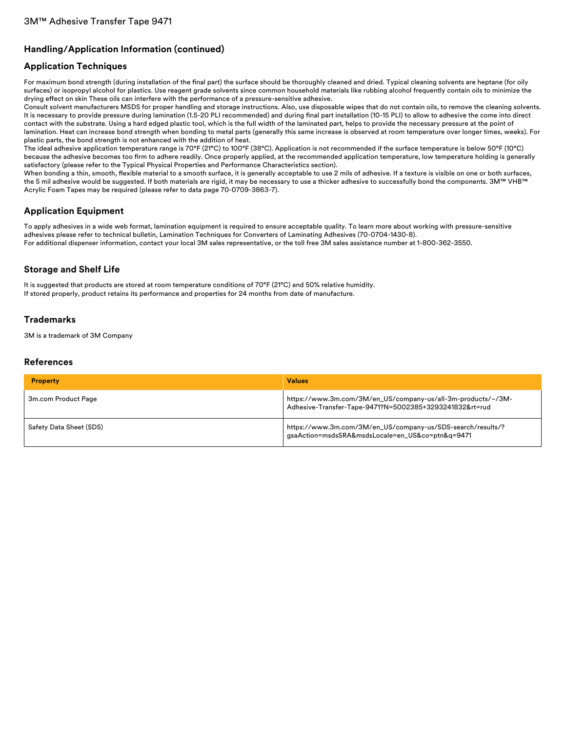## Handling/Application Information (continued)

## Application Techniques

For maximum bond strength (during installation of the final part) the surface should be thoroughly cleaned and dried. Typical cleaning solvents are heptane (for oily surfaces) or isopropyl alcohol for plastics. Use reagent grade solvents since common household materials like rubbing alcohol frequently contain oils to minimize the drying effect on skin These oils can interfere with the performance of a pressure-sensitive adhesive.
Consult solvent manufacturers MSDS for proper handling and storage instructions. Also, use disposable wipes that do not contain oils, to remove the cleaning solvents.
It is necessary to provide pressure during lamination (1.5-20 PLI recommended) and during final part installation (10-15 PLI) to allow to adhesive the come into direct contact with the substrate. Using a hard edged plastic tool, which is the full width of the laminated part, helps to provide the necessary pressure at the point of lamination. Heat can increase bond strength when bonding to metal parts (generally this same increase is observed at room temperature over longer times, weeks). For plastic parts, the bond strength is not enhanced with the addition of heat.
The ideal adhesive application temperature range is 70°F (21°C) to 100°F (38°C). Application is not recommended if the surface temperature is below 50°F (10°C) because the adhesive becomes too firm to adhere readily. Once properly applied, at the recommended application temperature, low temperature holding is generally satisfactory (please refer to the Typical Physical Properties and Performance Characteristics section).
When bonding a thin, smooth, flexible material to a smooth surface, it is generally acceptable to use 2 mils of adhesive. If a texture is visible on one or both surfaces, the 5 mil adhesive would be suggested. If both materials are rigid, it may be necessary to use a thicker adhesive to successfully bond the components. 3M™ VHB™ Acrylic Foam Tapes may be required (please refer to data page 70-0709-3863-7).

## Application Equipment

To apply adhesives in a wide web format, lamination equipment is required to ensure acceptable quality. To learn more about working with pressure-sensitive adhesives please refer to technical bulletin, Lamination Techniques for Converters of Laminating Adhesives (70-0704-1430-8).
For additional dispenser information, contact your local 3M sales representative, or the toll free 3M sales assistance number at 1-800-362-3550.

## Storage and Shelf Life

It is suggested that products are stored at room temperature conditions of 70°F (21°C) and 50% relative humidity.
If stored properly, product retains its performance and properties for 24 months from date of manufacture.

## Trademarks

3M is a trademark of 3M Company

## References

| Property | Values |
|---|---|
| 3m.com Product Page | https://www.3m.com/3M/en_US/company-us/all-3m-products/~/3M-Adhesive-Transfer-Tape-9471?N=5002385+3293241832&rt=rud |
| Safety Data Sheet (SDS) | https://www.3m.com/3M/en_US/company-us/SDS-search/results/?gsaAction=msdsSRA&msdsLocale=en_US&co=ptn&q=9471 |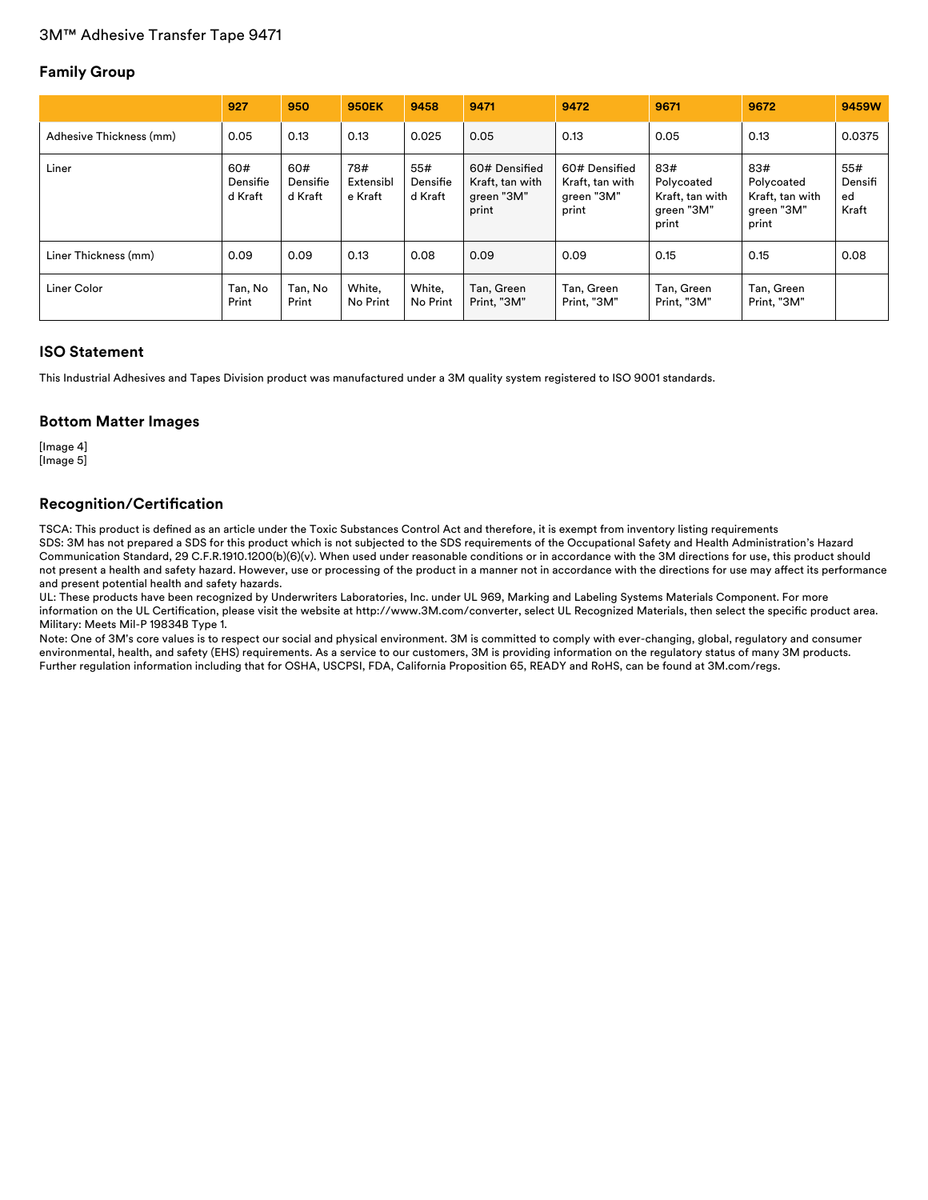3M™ Adhesive Transfer Tape 9471

## Family Group

| | 927 | 950 | 950EK | 9458 | 9471 | 9472 | 9671 | 9672 | 9459W |
|---|---|---|---|---|---|---|---|---|---|
| Adhesive Thickness (mm) | 0.05 | 0.13 | 0.13 | 0.025 | 0.05 | 0.13 | 0.05 | 0.13 | 0.0375 |
| Liner | 60# Densified Kraft | 60# Densified Kraft | 78# Extensible Kraft | 55# Densified Kraft | 60# Densified Kraft, tan with green "3M" print | 60# Densified Kraft, tan with green "3M" print | 83# Polycoated Kraft, tan with green "3M" print | 83# Polycoated Kraft, tan with green "3M" print | 55# Densified Kraft |
| Liner Thickness (mm) | 0.09 | 0.09 | 0.13 | 0.08 | 0.09 | 0.09 | 0.15 | 0.15 | 0.08 |
| Liner Color | Tan, No Print | Tan, No Print | White, No Print | White, No Print | Tan, Green Print, "3M" | Tan, Green Print, "3M" | Tan, Green Print, "3M" | Tan, Green Print, "3M" | |

## ISO Statement

This Industrial Adhesives and Tapes Division product was manufactured under a 3M quality system registered to ISO 9001 standards.

## Bottom Matter Images

[Image 4]
[Image 5]

## Recognition/Certification

TSCA: This product is defined as an article under the Toxic Substances Control Act and therefore, it is exempt from inventory listing requirements
SDS: 3M has not prepared a SDS for this product which is not subjected to the SDS requirements of the Occupational Safety and Health Administration's Hazard Communication Standard, 29 C.F.R.1910.1200(b)(6)(v). When used under reasonable conditions or in accordance with the 3M directions for use, this product should not present a health and safety hazard. However, use or processing of the product in a manner not in accordance with the directions for use may affect its performance and present potential health and safety hazards.
UL: These products have been recognized by Underwriters Laboratories, Inc. under UL 969, Marking and Labeling Systems Materials Component. For more information on the UL Certification, please visit the website at http://www.3M.com/converter, select UL Recognized Materials, then select the specific product area.
Military: Meets Mil-P 19834B Type 1.
Note: One of 3M's core values is to respect our social and physical environment. 3M is committed to comply with ever-changing, global, regulatory and consumer environmental, health, and safety (EHS) requirements. As a service to our customers, 3M is providing information on the regulatory status of many 3M products. Further regulation information including that for OSHA, USCPSI, FDA, California Proposition 65, READY and RoHS, can be found at 3M.com/regs.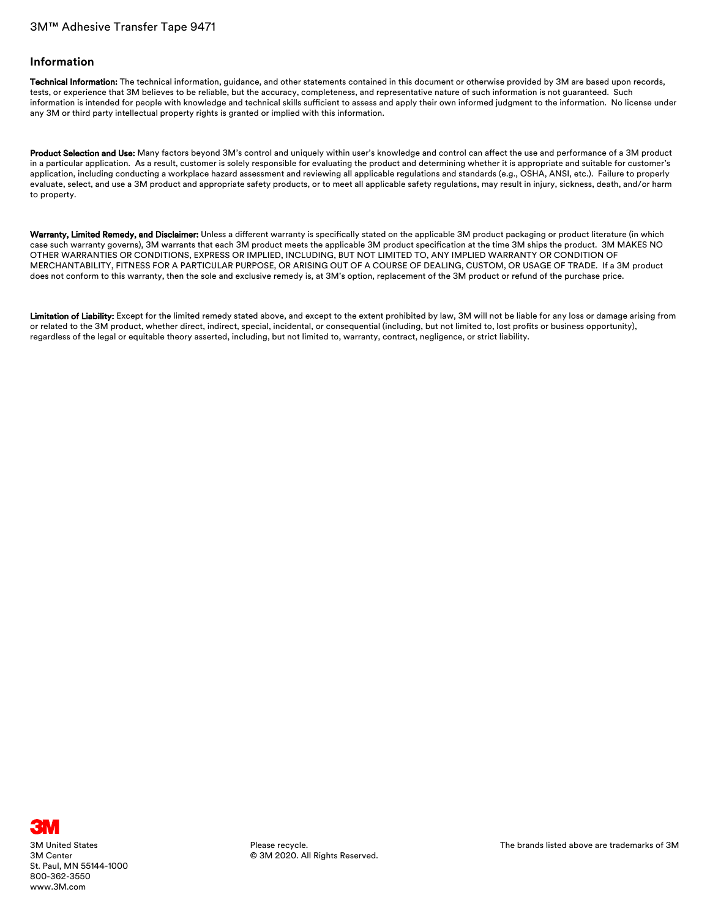## Information

**Technical Information:** The technical information, guidance, and other statements contained in this document or otherwise provided by 3M are based upon records, tests, or experience that 3M believes to be reliable, but the accuracy, completeness, and representative nature of such information is not guaranteed. Such information is intended for people with knowledge and technical skills sufficient to assess and apply their own informed judgment to the information. No license under any 3M or third party intellectual property rights is granted or implied with this information.

**Product Selection and Use:** Many factors beyond 3M's control and uniquely within user's knowledge and control can affect the use and performance of a 3M product in a particular application. As a result, customer is solely responsible for evaluating the product and determining whether it is appropriate and suitable for customer's application, including conducting a workplace hazard assessment and reviewing all applicable regulations and standards (e.g., OSHA, ANSI, etc.). Failure to properly evaluate, select, and use a 3M product and appropriate safety products, or to meet all applicable safety regulations, may result in injury, sickness, death, and/or harm to property.

**Warranty, Limited Remedy, and Disclaimer:** Unless a different warranty is specifically stated on the applicable 3M product packaging or product literature (in which case such warranty governs), 3M warrants that each 3M product meets the applicable 3M product specification at the time 3M ships the product. 3M MAKES NO OTHER WARRANTIES OR CONDITIONS, EXPRESS OR IMPLIED, INCLUDING, BUT NOT LIMITED TO, ANY IMPLIED WARRANTY OR CONDITION OF MERCHANTABILITY, FITNESS FOR A PARTICULAR PURPOSE, OR ARISING OUT OF A COURSE OF DEALING, CUSTOM, OR USAGE OF TRADE. If a 3M product does not conform to this warranty, then the sole and exclusive remedy is, at 3M's option, replacement of the 3M product or refund of the purchase price.

**Limitation of Liability:** Except for the limited remedy stated above, and except to the extent prohibited by law, 3M will not be liable for any loss or damage arising from or related to the 3M product, whether direct, indirect, special, incidental, or consequential (including, but not limited to, lost profits or business opportunity), regardless of the legal or equitable theory asserted, including, but not limited to, warranty, contract, negligence, or strict liability.

3M United States
3M Center
St. Paul, MN 55144-1000
800-362-3550
www.3M.com

Please recycle.
© 3M 2020. All Rights Reserved.

The brands listed above are trademarks of 3M